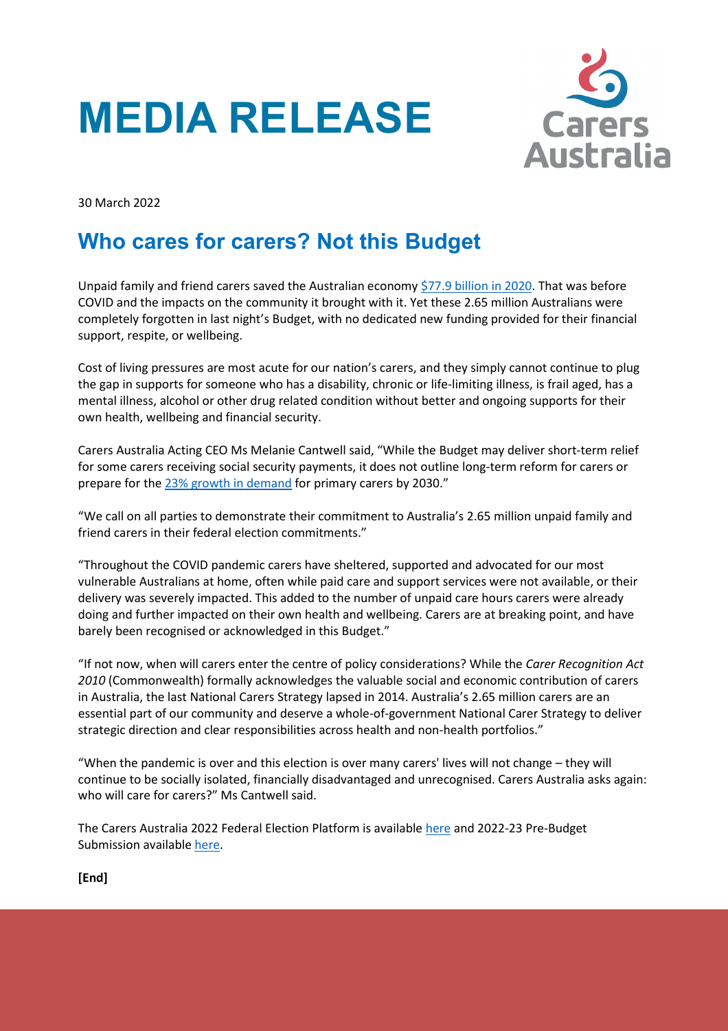# MEDIA RELEASE

30 March 2022

## Who cares for carers? Not this Budget

Unpaid family and friend carers saved the Australian economy [$77.9 billion in 2020](). That was before COVID and the impacts on the community it brought with it. Yet these 2.65 million Australians were completely forgotten in last night's Budget, with no dedicated new funding provided for their financial support, respite, or wellbeing.

Cost of living pressures are most acute for our nation's carers, and they simply cannot continue to plug the gap in supports for someone who has a disability, chronic or life-limiting illness, is frail aged, has a mental illness, alcohol or other drug related condition without better and ongoing supports for their own health, wellbeing and financial security.

Carers Australia Acting CEO Ms Melanie Cantwell said, "While the Budget may deliver short-term relief for some carers receiving social security payments, it does not outline long-term reform for carers or prepare for the [23% growth in demand]() for primary carers by 2030."

"We call on all parties to demonstrate their commitment to Australia's 2.65 million unpaid family and friend carers in their federal election commitments."

"Throughout the COVID pandemic carers have sheltered, supported and advocated for our most vulnerable Australians at home, often while paid care and support services were not available, or their delivery was severely impacted. This added to the number of unpaid care hours carers were already doing and further impacted on their own health and wellbeing. Carers are at breaking point, and have barely been recognised or acknowledged in this Budget."

"If not now, when will carers enter the centre of policy considerations? While the *Carer Recognition Act 2010* (Commonwealth) formally acknowledges the valuable social and economic contribution of carers in Australia, the last National Carers Strategy lapsed in 2014. Australia's 2.65 million carers are an essential part of our community and deserve a whole-of-government National Carer Strategy to deliver strategic direction and clear responsibilities across health and non-health portfolios."

"When the pandemic is over and this election is over many carers' lives will not change – they will continue to be socially isolated, financially disadvantaged and unrecognised. Carers Australia asks again: who will care for carers?" Ms Cantwell said.

The Carers Australia 2022 Federal Election Platform is available [here]() and 2022-23 Pre-Budget Submission available [here]().

**[End]**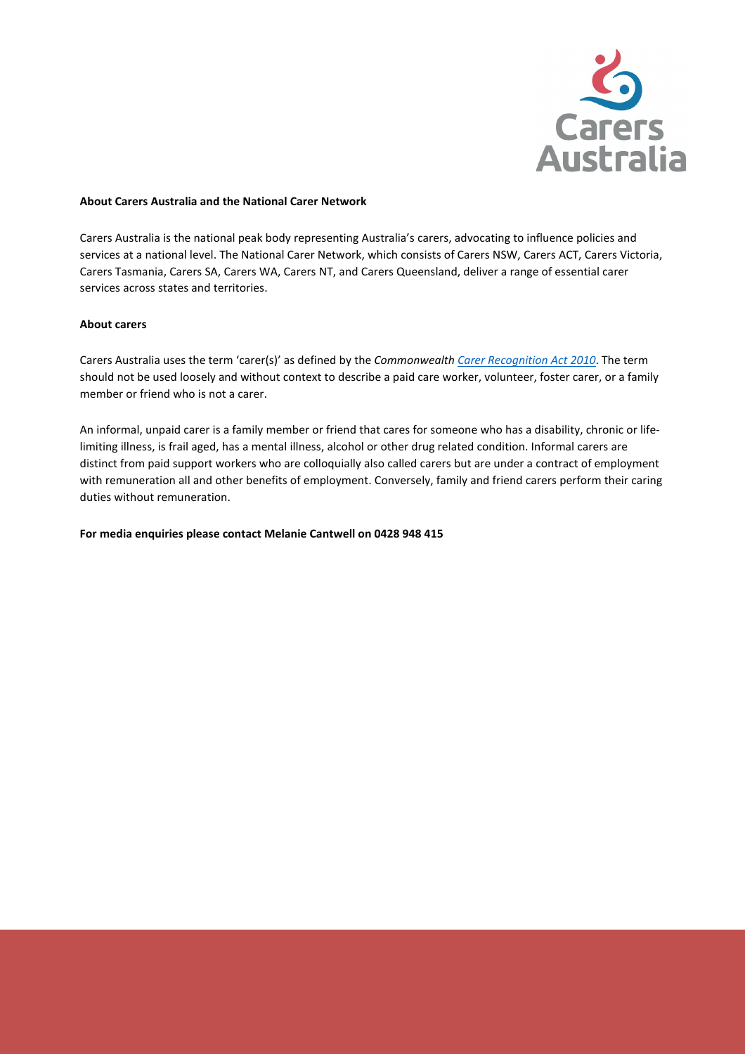**About Carers Australia and the National Carer Network**

Carers Australia is the national peak body representing Australia's carers, advocating to influence policies and services at a national level. The National Carer Network, which consists of Carers NSW, Carers ACT, Carers Victoria, Carers Tasmania, Carers SA, Carers WA, Carers NT, and Carers Queensland, deliver a range of essential carer services across states and territories.

**About carers**

Carers Australia uses the term 'carer(s)' as defined by the *Commonwealth Carer Recognition Act 2010*. The term should not be used loosely and without context to describe a paid care worker, volunteer, foster carer, or a family member or friend who is not a carer.

An informal, unpaid carer is a family member or friend that cares for someone who has a disability, chronic or life-limiting illness, is frail aged, has a mental illness, alcohol or other drug related condition. Informal carers are distinct from paid support workers who are colloquially also called carers but are under a contract of employment with remuneration all and other benefits of employment. Conversely, family and friend carers perform their caring duties without remuneration.

**For media enquiries please contact Melanie Cantwell on 0428 948 415**